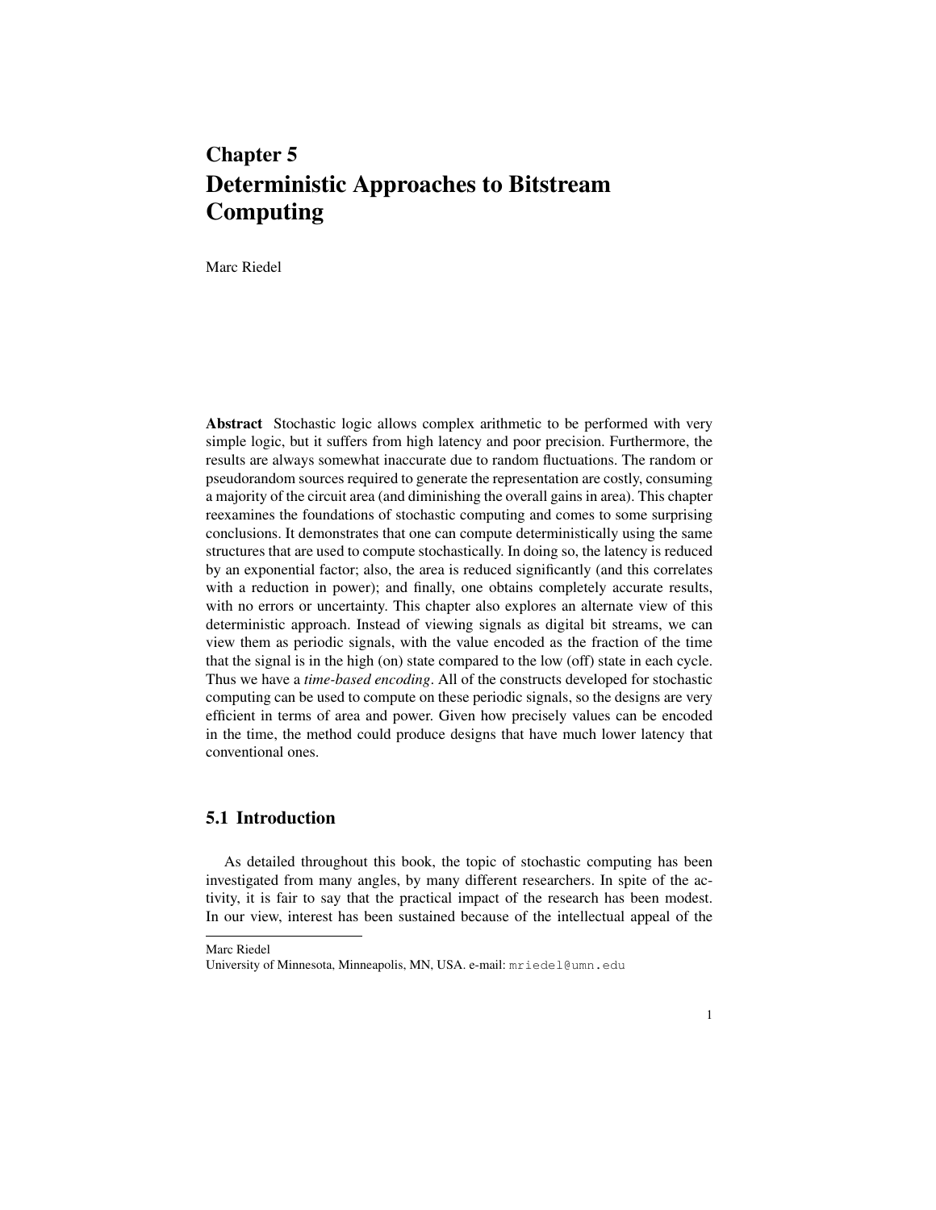# Chapter 5
# Deterministic Approaches to Bitstream Computing

Marc Riedel

**Abstract** Stochastic logic allows complex arithmetic to be performed with very simple logic, but it suffers from high latency and poor precision. Furthermore, the results are always somewhat inaccurate due to random fluctuations. The random or pseudorandom sources required to generate the representation are costly, consuming a majority of the circuit area (and diminishing the overall gains in area). This chapter reexamines the foundations of stochastic computing and comes to some surprising conclusions. It demonstrates that one can compute deterministically using the same structures that are used to compute stochastically. In doing so, the latency is reduced by an exponential factor; also, the area is reduced significantly (and this correlates with a reduction in power); and finally, one obtains completely accurate results, with no errors or uncertainty. This chapter also explores an alternate view of this deterministic approach. Instead of viewing signals as digital bit streams, we can view them as periodic signals, with the value encoded as the fraction of the time that the signal is in the high (on) state compared to the low (off) state in each cycle. Thus we have a *time-based encoding*. All of the constructs developed for stochastic computing can be used to compute on these periodic signals, so the designs are very efficient in terms of area and power. Given how precisely values can be encoded in the time, the method could produce designs that have much lower latency that conventional ones.

## 5.1 Introduction

As detailed throughout this book, the topic of stochastic computing has been investigated from many angles, by many different researchers. In spite of the activity, it is fair to say that the practical impact of the research has been modest. In our view, interest has been sustained because of the intellectual appeal of the

---

Marc Riedel
University of Minnesota, Minneapolis, MN, USA. e-mail: mriedel@umn.edu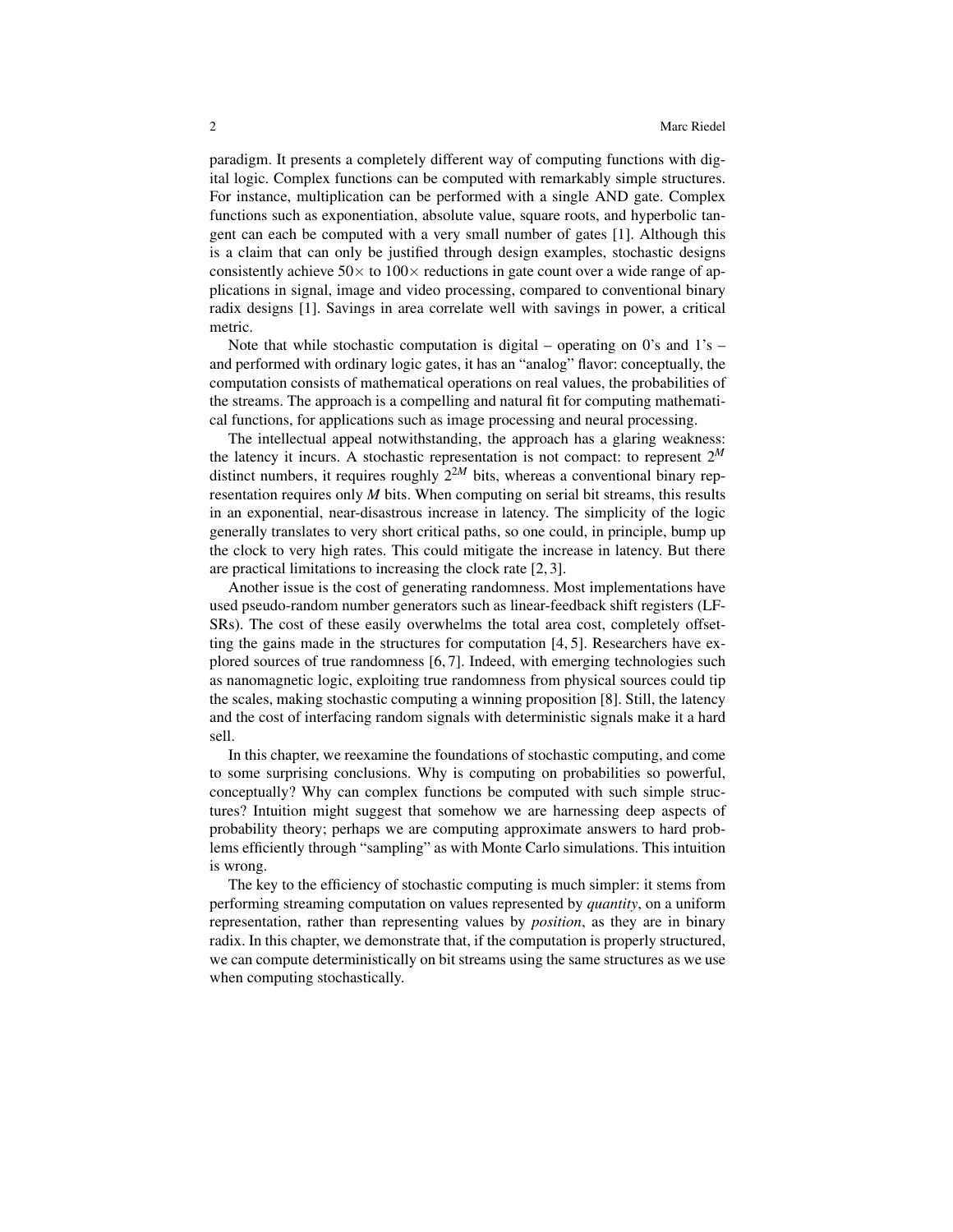paradigm. It presents a completely different way of computing functions with digital logic. Complex functions can be computed with remarkably simple structures. For instance, multiplication can be performed with a single AND gate. Complex functions such as exponentiation, absolute value, square roots, and hyperbolic tangent can each be computed with a very small number of gates [1]. Although this is a claim that can only be justified through design examples, stochastic designs consistently achieve $50\times$ to $100\times$ reductions in gate count over a wide range of applications in signal, image and video processing, compared to conventional binary radix designs [1]. Savings in area correlate well with savings in power, a critical metric.

Note that while stochastic computation is digital – operating on 0's and 1's – and performed with ordinary logic gates, it has an "analog" flavor: conceptually, the computation consists of mathematical operations on real values, the probabilities of the streams. The approach is a compelling and natural fit for computing mathematical functions, for applications such as image processing and neural processing.

The intellectual appeal notwithstanding, the approach has a glaring weakness: the latency it incurs. A stochastic representation is not compact: to represent $2^M$ distinct numbers, it requires roughly $2^{2M}$ bits, whereas a conventional binary representation requires only $M$ bits. When computing on serial bit streams, this results in an exponential, near-disastrous increase in latency. The simplicity of the logic generally translates to very short critical paths, so one could, in principle, bump up the clock to very high rates. This could mitigate the increase in latency. But there are practical limitations to increasing the clock rate [2, 3].

Another issue is the cost of generating randomness. Most implementations have used pseudo-random number generators such as linear-feedback shift registers (LFSRs). The cost of these easily overwhelms the total area cost, completely offsetting the gains made in the structures for computation [4, 5]. Researchers have explored sources of true randomness [6, 7]. Indeed, with emerging technologies such as nanomagnetic logic, exploiting true randomness from physical sources could tip the scales, making stochastic computing a winning proposition [8]. Still, the latency and the cost of interfacing random signals with deterministic signals make it a hard sell.

In this chapter, we reexamine the foundations of stochastic computing, and come to some surprising conclusions. Why is computing on probabilities so powerful, conceptually? Why can complex functions be computed with such simple structures? Intuition might suggest that somehow we are harnessing deep aspects of probability theory; perhaps we are computing approximate answers to hard problems efficiently through "sampling" as with Monte Carlo simulations. This intuition is wrong.

The key to the efficiency of stochastic computing is much simpler: it stems from performing streaming computation on values represented by *quantity*, on a uniform representation, rather than representing values by *position*, as they are in binary radix. In this chapter, we demonstrate that, if the computation is properly structured, we can compute deterministically on bit streams using the same structures as we use when computing stochastically.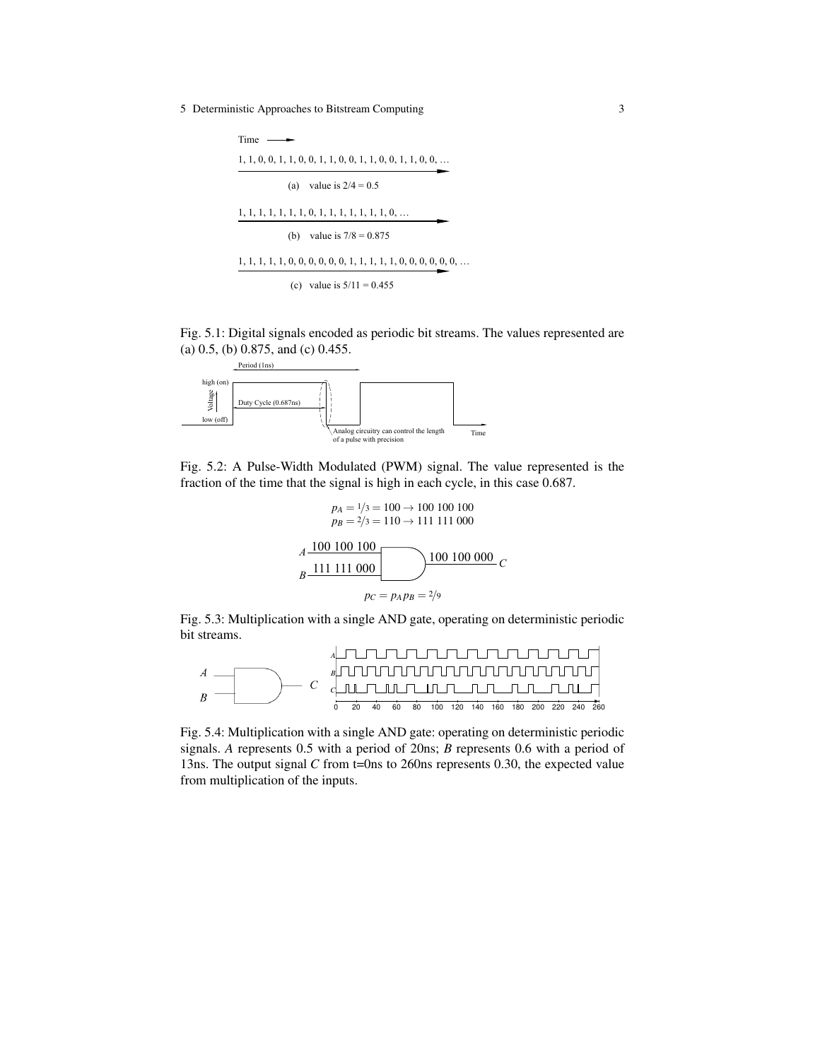Time ⟶

1, 1, 0, 0, 1, 1, 0, 0, 1, 1, 0, 0, 1, 1, 0, 0, 1, 1, 0, 0, …

(a) value is 2/4 = 0.5

1, 1, 1, 1, 1, 1, 1, 0, 1, 1, 1, 1, 1, 1, 1, 0, …

(b) value is 7/8 = 0.875

1, 1, 1, 1, 1, 0, 0, 0, 0, 0, 0, 1, 1, 1, 1, 1, 0, 0, 0, 0, 0, 0, …

(c) value is 5/11 = 0.455

Fig. 5.1: Digital signals encoded as periodic bit streams. The values represented are (a) 0.5, (b) 0.875, and (c) 0.455.

Period (1ns)

high (on)

Voltage

Duty Cycle (0.687ns)

low (off)

Analog circuitry can control the length of a pulse with precision

Time

Fig. 5.2: A Pulse-Width Modulated (PWM) signal. The value represented is the fraction of the time that the signal is high in each cycle, in this case 0.687.

$p_A = 1/3 = 100 \rightarrow 100\ 100\ 100$
$p_B = 2/3 = 110 \rightarrow 111\ 111\ 000$

A: 100 100 100
B: 111 111 000
C: 100 100 000

$p_C = p_A p_B = 2/9$

Fig. 5.3: Multiplication with a single AND gate, operating on deterministic periodic bit streams.

Fig. 5.4: Multiplication with a single AND gate: operating on deterministic periodic signals. *A* represents 0.5 with a period of 20ns; *B* represents 0.6 with a period of 13ns. The output signal *C* from t=0ns to 260ns represents 0.30, the expected value from multiplication of the inputs.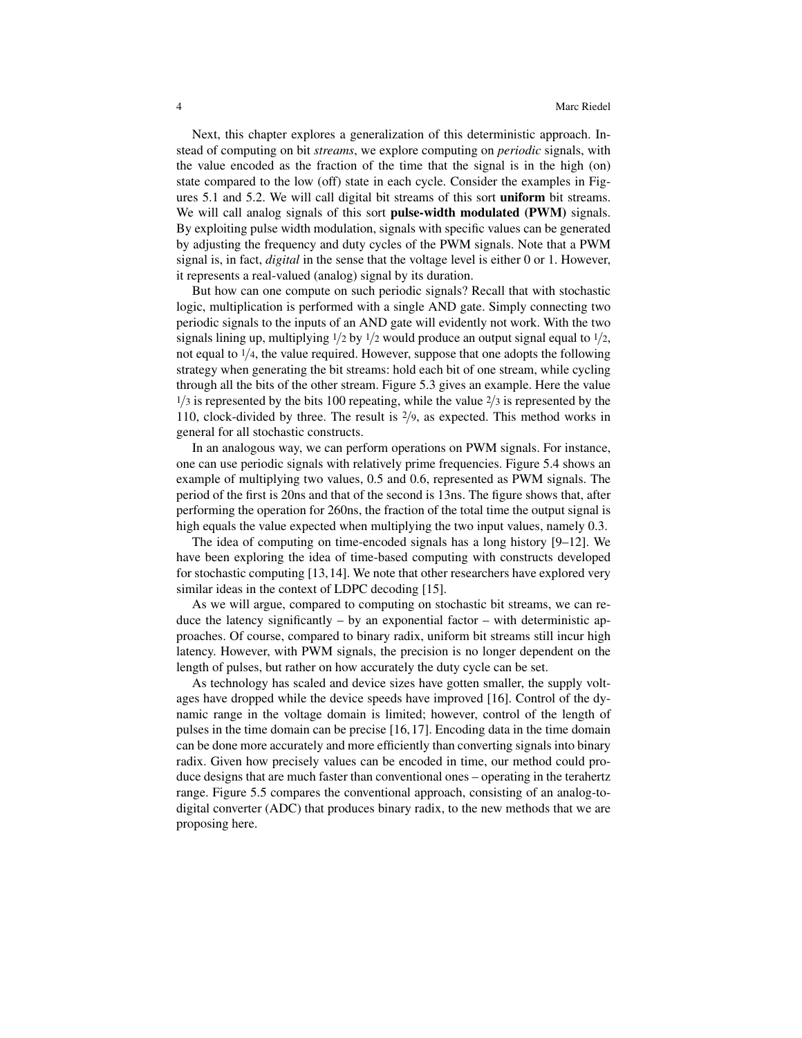Next, this chapter explores a generalization of this deterministic approach. Instead of computing on bit *streams*, we explore computing on *periodic* signals, with the value encoded as the fraction of the time that the signal is in the high (on) state compared to the low (off) state in each cycle. Consider the examples in Figures 5.1 and 5.2. We will call digital bit streams of this sort **uniform** bit streams. We will call analog signals of this sort **pulse-width modulated (PWM)** signals. By exploiting pulse width modulation, signals with specific values can be generated by adjusting the frequency and duty cycles of the PWM signals. Note that a PWM signal is, in fact, *digital* in the sense that the voltage level is either 0 or 1. However, it represents a real-valued (analog) signal by its duration.

But how can one compute on such periodic signals? Recall that with stochastic logic, multiplication is performed with a single AND gate. Simply connecting two periodic signals to the inputs of an AND gate will evidently not work. With the two signals lining up, multiplying $1/2$ by $1/2$ would produce an output signal equal to $1/2$, not equal to $1/4$, the value required. However, suppose that one adopts the following strategy when generating the bit streams: hold each bit of one stream, while cycling through all the bits of the other stream. Figure 5.3 gives an example. Here the value $1/3$ is represented by the bits 100 repeating, while the value $2/3$ is represented by the 110, clock-divided by three. The result is $2/9$, as expected. This method works in general for all stochastic constructs.

In an analogous way, we can perform operations on PWM signals. For instance, one can use periodic signals with relatively prime frequencies. Figure 5.4 shows an example of multiplying two values, 0.5 and 0.6, represented as PWM signals. The period of the first is 20ns and that of the second is 13ns. The figure shows that, after performing the operation for 260ns, the fraction of the total time the output signal is high equals the value expected when multiplying the two input values, namely 0.3.

The idea of computing on time-encoded signals has a long history [9–12]. We have been exploring the idea of time-based computing with constructs developed for stochastic computing [13, 14]. We note that other researchers have explored very similar ideas in the context of LDPC decoding [15].

As we will argue, compared to computing on stochastic bit streams, we can reduce the latency significantly – by an exponential factor – with deterministic approaches. Of course, compared to binary radix, uniform bit streams still incur high latency. However, with PWM signals, the precision is no longer dependent on the length of pulses, but rather on how accurately the duty cycle can be set.

As technology has scaled and device sizes have gotten smaller, the supply voltages have dropped while the device speeds have improved [16]. Control of the dynamic range in the voltage domain is limited; however, control of the length of pulses in the time domain can be precise [16, 17]. Encoding data in the time domain can be done more accurately and more efficiently than converting signals into binary radix. Given how precisely values can be encoded in time, our method could produce designs that are much faster than conventional ones – operating in the terahertz range. Figure 5.5 compares the conventional approach, consisting of an analog-to-digital converter (ADC) that produces binary radix, to the new methods that we are proposing here.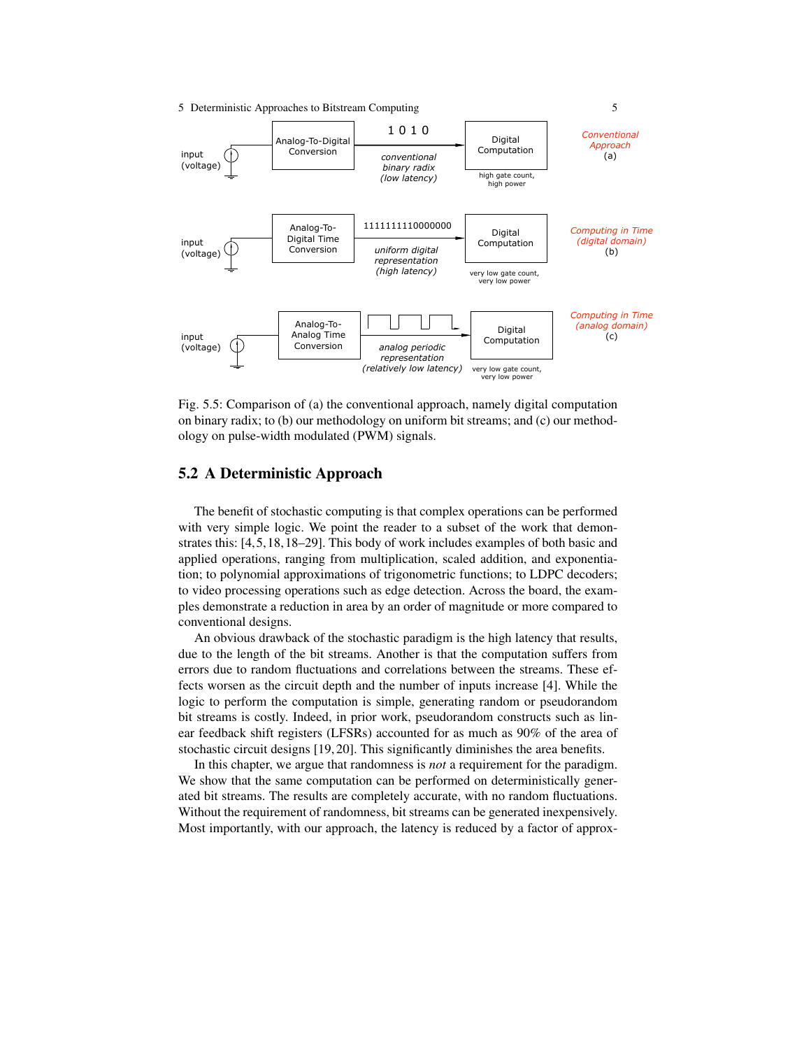Fig. 5.5: Comparison of (a) the conventional approach, namely digital computation on binary radix; to (b) our methodology on uniform bit streams; and (c) our methodology on pulse-width modulated (PWM) signals.

## 5.2 A Deterministic Approach

The benefit of stochastic computing is that complex operations can be performed with very simple logic. We point the reader to a subset of the work that demonstrates this: [4,5,18,18–29]. This body of work includes examples of both basic and applied operations, ranging from multiplication, scaled addition, and exponentiation; to polynomial approximations of trigonometric functions; to LDPC decoders; to video processing operations such as edge detection. Across the board, the examples demonstrate a reduction in area by an order of magnitude or more compared to conventional designs.

An obvious drawback of the stochastic paradigm is the high latency that results, due to the length of the bit streams. Another is that the computation suffers from errors due to random fluctuations and correlations between the streams. These effects worsen as the circuit depth and the number of inputs increase [4]. While the logic to perform the computation is simple, generating random or pseudorandom bit streams is costly. Indeed, in prior work, pseudorandom constructs such as linear feedback shift registers (LFSRs) accounted for as much as 90% of the area of stochastic circuit designs [19,20]. This significantly diminishes the area benefits.

In this chapter, we argue that randomness is *not* a requirement for the paradigm. We show that the same computation can be performed on deterministically generated bit streams. The results are completely accurate, with no random fluctuations. Without the requirement of randomness, bit streams can be generated inexpensively. Most importantly, with our approach, the latency is reduced by a factor of approx-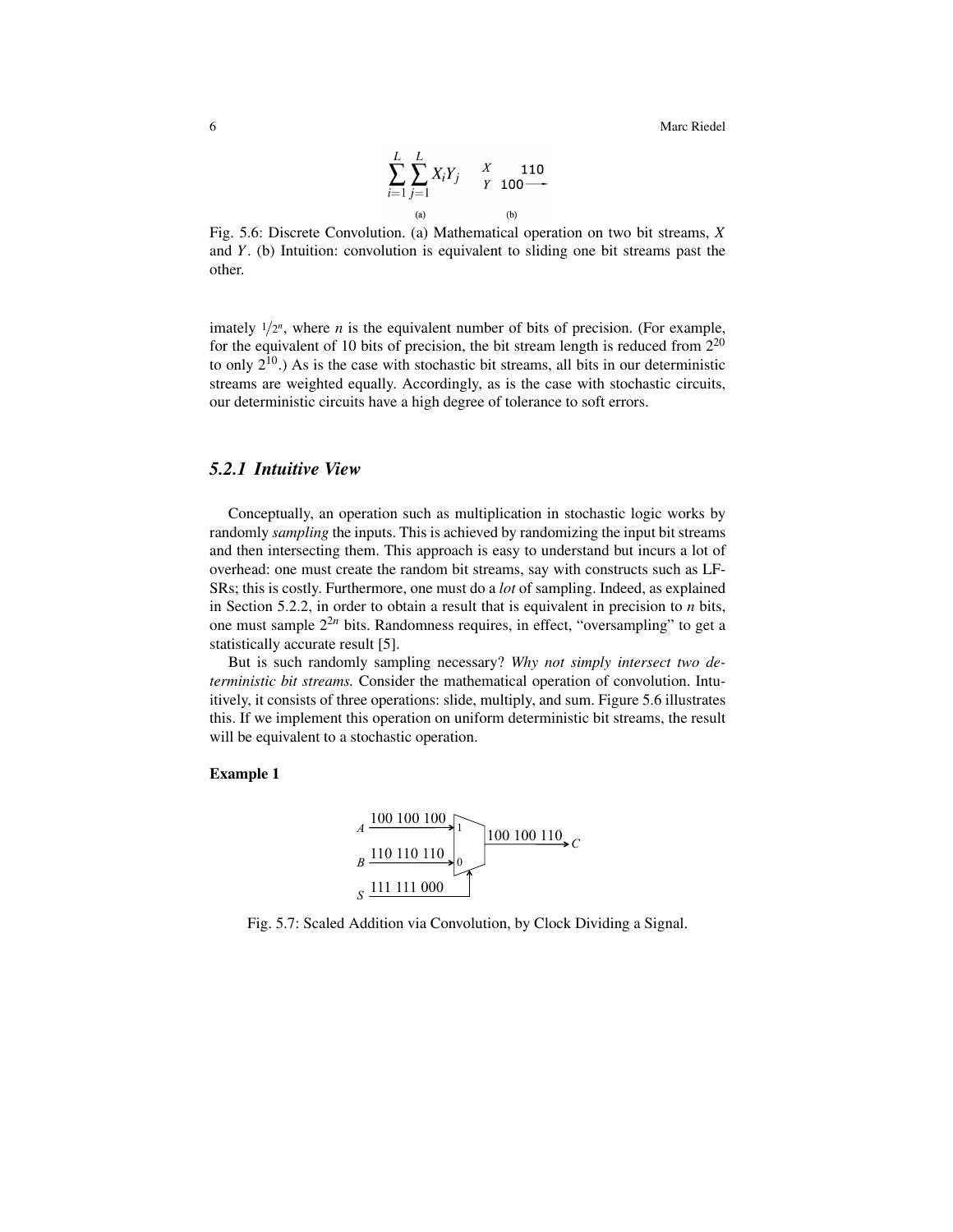$$\sum_{i=1}^{L}\sum_{j=1}^{L} X_i Y_j$$

(a)

X 110
Y 100 ⟶

(b)

Fig. 5.6: Discrete Convolution. (a) Mathematical operation on two bit streams, $X$ and $Y$. (b) Intuition: convolution is equivalent to sliding one bit streams past the other.

imately $1/2^n$, where $n$ is the equivalent number of bits of precision. (For example, for the equivalent of 10 bits of precision, the bit stream length is reduced from $2^{20}$ to only $2^{10}$.) As is the case with stochastic bit streams, all bits in our deterministic streams are weighted equally. Accordingly, as is the case with stochastic circuits, our deterministic circuits have a high degree of tolerance to soft errors.

### *5.2.1 Intuitive View*

Conceptually, an operation such as multiplication in stochastic logic works by randomly *sampling* the inputs. This is achieved by randomizing the input bit streams and then intersecting them. This approach is easy to understand but incurs a lot of overhead: one must create the random bit streams, say with constructs such as LFSRs; this is costly. Furthermore, one must do a *lot* of sampling. Indeed, as explained in Section 5.2.2, in order to obtain a result that is equivalent in precision to $n$ bits, one must sample $2^{2n}$ bits. Randomness requires, in effect, "oversampling" to get a statistically accurate result [5].

But is such randomly sampling necessary? *Why not simply intersect two deterministic bit streams.* Consider the mathematical operation of convolution. Intuitively, it consists of three operations: slide, multiply, and sum. Figure 5.6 illustrates this. If we implement this operation on uniform deterministic bit streams, the result will be equivalent to a stochastic operation.

**Example 1**

A: 100 100 100 → (1)
B: 110 110 110 → (0)
S: 111 111 000 (select)
C: 100 100 110

Fig. 5.7: Scaled Addition via Convolution, by Clock Dividing a Signal.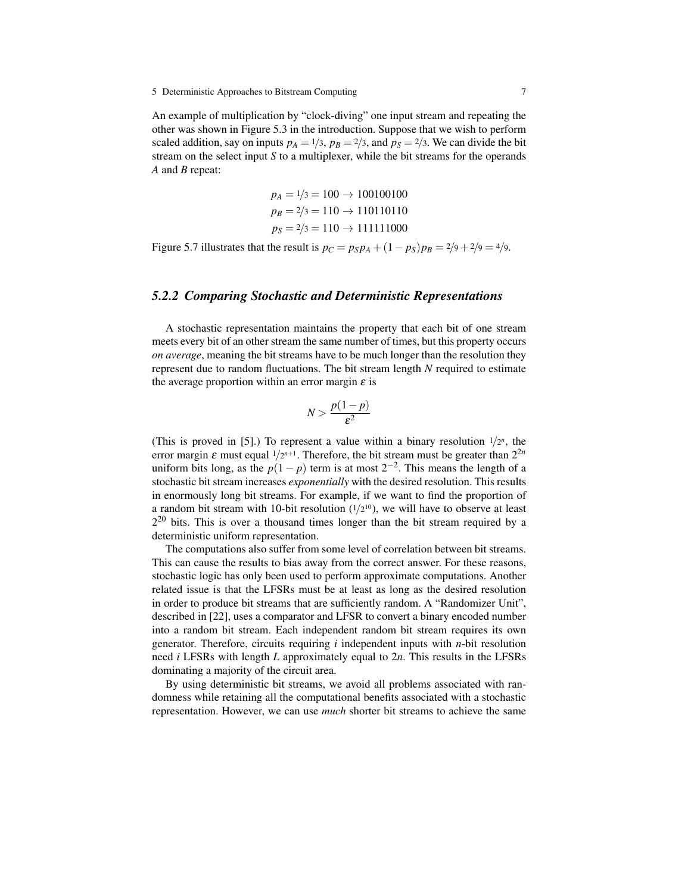An example of multiplication by "clock-diving" one input stream and repeating the other was shown in Figure 5.3 in the introduction. Suppose that we wish to perform scaled addition, say on inputs $p_A = 1/3$, $p_B = 2/3$, and $p_S = 2/3$. We can divide the bit stream on the select input $S$ to a multiplexer, while the bit streams for the operands $A$ and $B$ repeat:

$$p_A = 1/3 = 100 \rightarrow 100100100$$
$$p_B = 2/3 = 110 \rightarrow 110110110$$
$$p_S = 2/3 = 110 \rightarrow 111111000$$

Figure 5.7 illustrates that the result is $p_C = p_S p_A + (1 - p_S) p_B = 2/9 + 2/9 = 4/9$.

### *5.2.2 Comparing Stochastic and Deterministic Representations*

A stochastic representation maintains the property that each bit of one stream meets every bit of an other stream the same number of times, but this property occurs *on average*, meaning the bit streams have to be much longer than the resolution they represent due to random fluctuations. The bit stream length $N$ required to estimate the average proportion within an error margin $\varepsilon$ is

$$N > \frac{p(1-p)}{\varepsilon^2}$$

(This is proved in [5].) To represent a value within a binary resolution $1/2^n$, the error margin $\varepsilon$ must equal $1/2^{n+1}$. Therefore, the bit stream must be greater than $2^{2n}$ uniform bits long, as the $p(1-p)$ term is at most $2^{-2}$. This means the length of a stochastic bit stream increases *exponentially* with the desired resolution. This results in enormously long bit streams. For example, if we want to find the proportion of a random bit stream with 10-bit resolution ($1/2^{10}$), we will have to observe at least $2^{20}$ bits. This is over a thousand times longer than the bit stream required by a deterministic uniform representation.

The computations also suffer from some level of correlation between bit streams. This can cause the results to bias away from the correct answer. For these reasons, stochastic logic has only been used to perform approximate computations. Another related issue is that the LFSRs must be at least as long as the desired resolution in order to produce bit streams that are sufficiently random. A "Randomizer Unit", described in [22], uses a comparator and LFSR to convert a binary encoded number into a random bit stream. Each independent random bit stream requires its own generator. Therefore, circuits requiring $i$ independent inputs with $n$-bit resolution need $i$ LFSRs with length $L$ approximately equal to $2n$. This results in the LFSRs dominating a majority of the circuit area.

By using deterministic bit streams, we avoid all problems associated with randomness while retaining all the computational benefits associated with a stochastic representation. However, we can use *much* shorter bit streams to achieve the same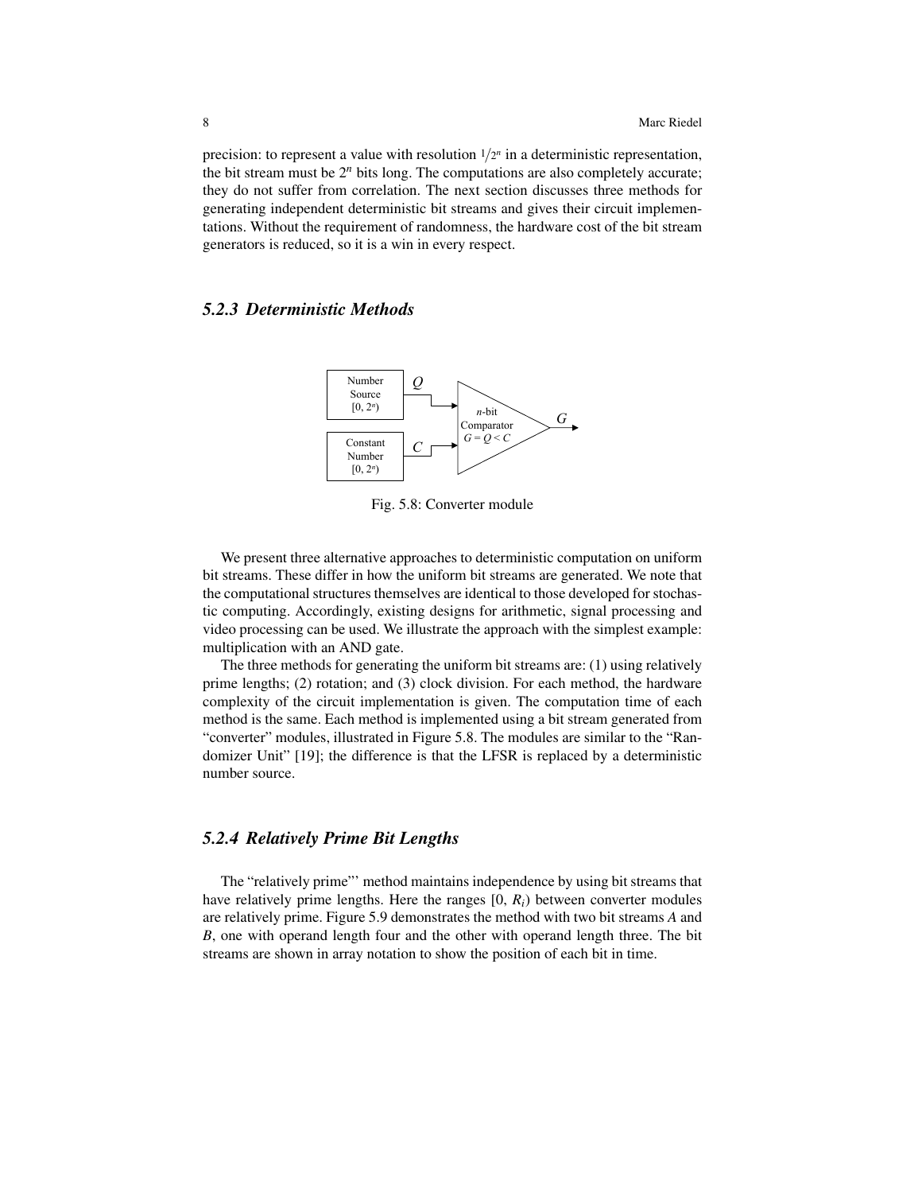precision: to represent a value with resolution $1/2^n$ in a deterministic representation, the bit stream must be $2^n$ bits long. The computations are also completely accurate; they do not suffer from correlation. The next section discusses three methods for generating independent deterministic bit streams and gives their circuit implementations. Without the requirement of randomness, the hardware cost of the bit stream generators is reduced, so it is a win in every respect.

### 5.2.3 Deterministic Methods

Fig. 5.8: Converter module

We present three alternative approaches to deterministic computation on uniform bit streams. These differ in how the uniform bit streams are generated. We note that the computational structures themselves are identical to those developed for stochastic computing. Accordingly, existing designs for arithmetic, signal processing and video processing can be used. We illustrate the approach with the simplest example: multiplication with an AND gate.

The three methods for generating the uniform bit streams are: (1) using relatively prime lengths; (2) rotation; and (3) clock division. For each method, the hardware complexity of the circuit implementation is given. The computation time of each method is the same. Each method is implemented using a bit stream generated from "converter" modules, illustrated in Figure 5.8. The modules are similar to the "Randomizer Unit" [19]; the difference is that the LFSR is replaced by a deterministic number source.

### 5.2.4 Relatively Prime Bit Lengths

The "relatively prime"' method maintains independence by using bit streams that have relatively prime lengths. Here the ranges $[0, R_i)$ between converter modules are relatively prime. Figure 5.9 demonstrates the method with two bit streams $A$ and $B$, one with operand length four and the other with operand length three. The bit streams are shown in array notation to show the position of each bit in time.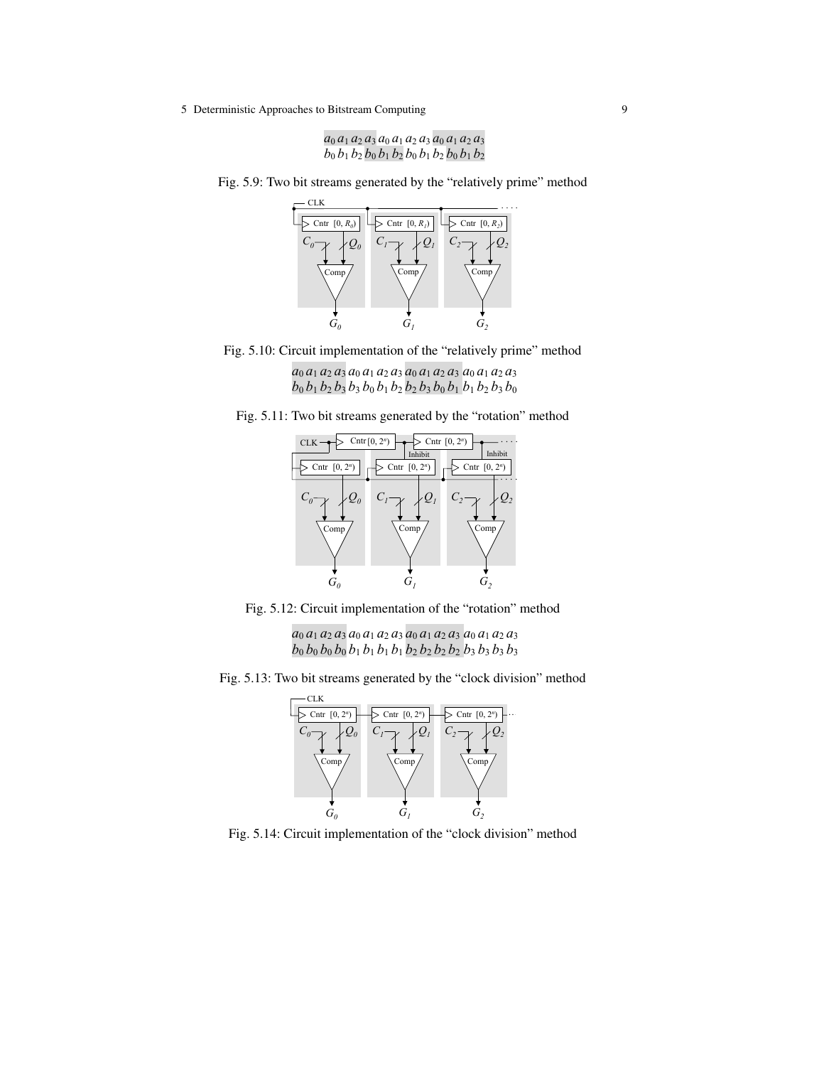$$a_0\, a_1\, a_2\, a_3\, a_0\, a_1\, a_2\, a_3\, a_0\, a_1\, a_2\, a_3$$
$$b_0\, b_1\, b_2\, b_0\, b_1\, b_2\, b_0\, b_1\, b_2\, b_0\, b_1\, b_2$$

Fig. 5.9: Two bit streams generated by the "relatively prime" method

Fig. 5.10: Circuit implementation of the "relatively prime" method

$$a_0\, a_1\, a_2\, a_3\, a_0\, a_1\, a_2\, a_3\, a_0\, a_1\, a_2\, a_3\, a_0\, a_1\, a_2\, a_3$$
$$b_0\, b_1\, b_2\, b_3\, b_3\, b_0\, b_1\, b_2\, b_2\, b_3\, b_0\, b_1\, b_1\, b_2\, b_3\, b_0$$

Fig. 5.11: Two bit streams generated by the "rotation" method

Fig. 5.12: Circuit implementation of the "rotation" method

$$a_0\, a_1\, a_2\, a_3\, a_0\, a_1\, a_2\, a_3\, a_0\, a_1\, a_2\, a_3\, a_0\, a_1\, a_2\, a_3$$
$$b_0\, b_0\, b_0\, b_0\, b_1\, b_1\, b_1\, b_1\, b_2\, b_2\, b_2\, b_2\, b_3\, b_3\, b_3\, b_3$$

Fig. 5.13: Two bit streams generated by the "clock division" method

Fig. 5.14: Circuit implementation of the "clock division" method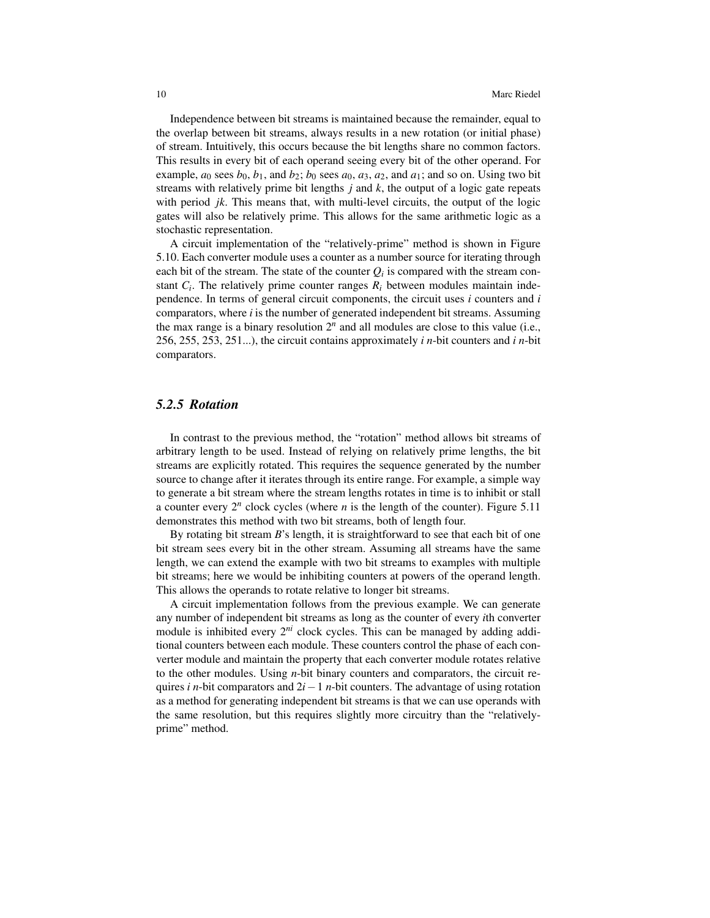Independence between bit streams is maintained because the remainder, equal to the overlap between bit streams, always results in a new rotation (or initial phase) of stream. Intuitively, this occurs because the bit lengths share no common factors. This results in every bit of each operand seeing every bit of the other operand. For example, $a_0$ sees $b_0$, $b_1$, and $b_2$; $b_0$ sees $a_0$, $a_3$, $a_2$, and $a_1$; and so on. Using two bit streams with relatively prime bit lengths $j$ and $k$, the output of a logic gate repeats with period $jk$. This means that, with multi-level circuits, the output of the logic gates will also be relatively prime. This allows for the same arithmetic logic as a stochastic representation.

A circuit implementation of the "relatively-prime" method is shown in Figure 5.10. Each converter module uses a counter as a number source for iterating through each bit of the stream. The state of the counter $Q_i$ is compared with the stream constant $C_i$. The relatively prime counter ranges $R_i$ between modules maintain independence. In terms of general circuit components, the circuit uses $i$ counters and $i$ comparators, where $i$ is the number of generated independent bit streams. Assuming the max range is a binary resolution $2^n$ and all modules are close to this value (i.e., 256, 255, 253, 251...), the circuit contains approximately $i$ $n$-bit counters and $i$ $n$-bit comparators.

### *5.2.5 Rotation*

In contrast to the previous method, the "rotation" method allows bit streams of arbitrary length to be used. Instead of relying on relatively prime lengths, the bit streams are explicitly rotated. This requires the sequence generated by the number source to change after it iterates through its entire range. For example, a simple way to generate a bit stream where the stream lengths rotates in time is to inhibit or stall a counter every $2^n$ clock cycles (where $n$ is the length of the counter). Figure 5.11 demonstrates this method with two bit streams, both of length four.

By rotating bit stream $B$'s length, it is straightforward to see that each bit of one bit stream sees every bit in the other stream. Assuming all streams have the same length, we can extend the example with two bit streams to examples with multiple bit streams; here we would be inhibiting counters at powers of the operand length. This allows the operands to rotate relative to longer bit streams.

A circuit implementation follows from the previous example. We can generate any number of independent bit streams as long as the counter of every $i$th converter module is inhibited every $2^{ni}$ clock cycles. This can be managed by adding additional counters between each module. These counters control the phase of each converter module and maintain the property that each converter module rotates relative to the other modules. Using $n$-bit binary counters and comparators, the circuit requires $i$ $n$-bit comparators and $2i-1$ $n$-bit counters. The advantage of using rotation as a method for generating independent bit streams is that we can use operands with the same resolution, but this requires slightly more circuitry than the "relatively-prime" method.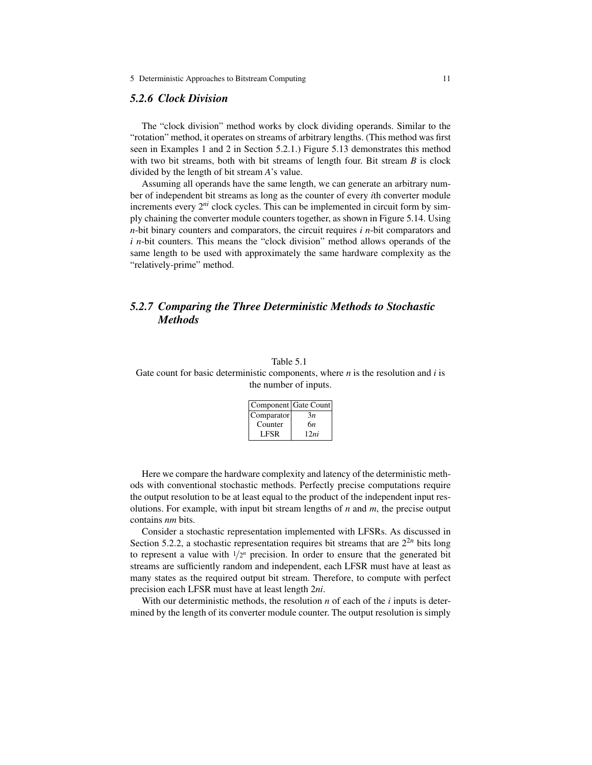### 5.2.6 Clock Division

The "clock division" method works by clock dividing operands. Similar to the "rotation" method, it operates on streams of arbitrary lengths. (This method was first seen in Examples 1 and 2 in Section 5.2.1.) Figure 5.13 demonstrates this method with two bit streams, both with bit streams of length four. Bit stream $B$ is clock divided by the length of bit stream $A$'s value.

Assuming all operands have the same length, we can generate an arbitrary number of independent bit streams as long as the counter of every $i$th converter module increments every $2^{ni}$ clock cycles. This can be implemented in circuit form by simply chaining the converter module counters together, as shown in Figure 5.14. Using $n$-bit binary counters and comparators, the circuit requires $i$ $n$-bit comparators and $i$ $n$-bit counters. This means the "clock division" method allows operands of the same length to be used with approximately the same hardware complexity as the "relatively-prime" method.

### 5.2.7 Comparing the Three Deterministic Methods to Stochastic Methods

Table 5.1
Gate count for basic deterministic components, where $n$ is the resolution and $i$ is the number of inputs.

| Component | Gate Count |
|---|---|
| Comparator | $3n$ |
| Counter | $6n$ |
| LFSR | $12ni$ |

Here we compare the hardware complexity and latency of the deterministic methods with conventional stochastic methods. Perfectly precise computations require the output resolution to be at least equal to the product of the independent input resolutions. For example, with input bit stream lengths of $n$ and $m$, the precise output contains $nm$ bits.

Consider a stochastic representation implemented with LFSRs. As discussed in Section 5.2.2, a stochastic representation requires bit streams that are $2^{2n}$ bits long to represent a value with $1/2^n$ precision. In order to ensure that the generated bit streams are sufficiently random and independent, each LFSR must have at least as many states as the required output bit stream. Therefore, to compute with perfect precision each LFSR must have at least length $2ni$.

With our deterministic methods, the resolution $n$ of each of the $i$ inputs is determined by the length of its converter module counter. The output resolution is simply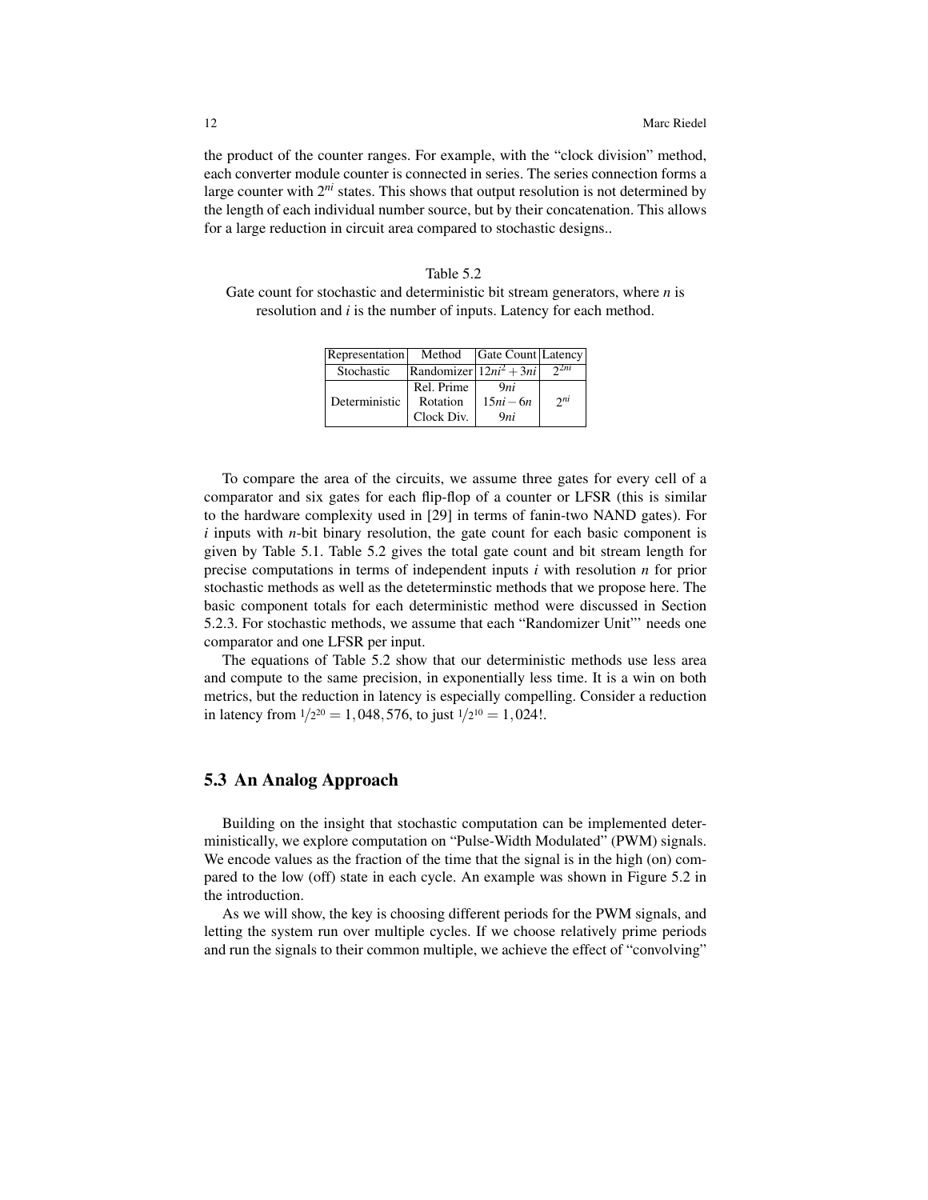the product of the counter ranges. For example, with the "clock division" method, each converter module counter is connected in series. The series connection forms a large counter with $2^{ni}$ states. This shows that output resolution is not determined by the length of each individual number source, but by their concatenation. This allows for a large reduction in circuit area compared to stochastic designs..

Table 5.2
Gate count for stochastic and deterministic bit stream generators, where $n$ is resolution and $i$ is the number of inputs. Latency for each method.

| Representation | Method | Gate Count | Latency |
|---|---|---|---|
| Stochastic | Randomizer | $12ni^2 + 3ni$ | $2^{2ni}$ |
| Deterministic | Rel. Prime | $9ni$ | $2^{ni}$ |
| | Rotation | $15ni - 6n$ | |
| | Clock Div. | $9ni$ | |

To compare the area of the circuits, we assume three gates for every cell of a comparator and six gates for each flip-flop of a counter or LFSR (this is similar to the hardware complexity used in [29] in terms of fanin-two NAND gates). For $i$ inputs with $n$-bit binary resolution, the gate count for each basic component is given by Table 5.1. Table 5.2 gives the total gate count and bit stream length for precise computations in terms of independent inputs $i$ with resolution $n$ for prior stochastic methods as well as the deteterminstic methods that we propose here. The basic component totals for each deterministic method were discussed in Section 5.2.3. For stochastic methods, we assume that each "Randomizer Unit"' needs one comparator and one LFSR per input.

The equations of Table 5.2 show that our deterministic methods use less area and compute to the same precision, in exponentially less time. It is a win on both metrics, but the reduction in latency is especially compelling. Consider a reduction in latency from $1/2^{20} = 1,048,576$, to just $1/2^{10} = 1,024$!.

## 5.3 An Analog Approach

Building on the insight that stochastic computation can be implemented deterministically, we explore computation on "Pulse-Width Modulated" (PWM) signals. We encode values as the fraction of the time that the signal is in the high (on) compared to the low (off) state in each cycle. An example was shown in Figure 5.2 in the introduction.

As we will show, the key is choosing different periods for the PWM signals, and letting the system run over multiple cycles. If we choose relatively prime periods and run the signals to their common multiple, we achieve the effect of "convolving"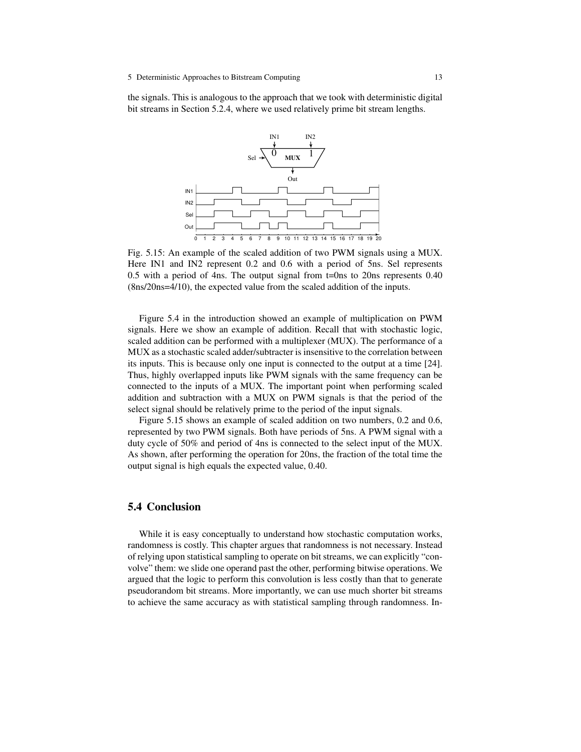the signals. This is analogous to the approach that we took with deterministic digital bit streams in Section 5.2.4, where we used relatively prime bit stream lengths.

Fig. 5.15: An example of the scaled addition of two PWM signals using a MUX. Here IN1 and IN2 represent 0.2 and 0.6 with a period of 5ns. Sel represents 0.5 with a period of 4ns. The output signal from t=0ns to 20ns represents 0.40 (8ns/20ns=4/10), the expected value from the scaled addition of the inputs.

Figure 5.4 in the introduction showed an example of multiplication on PWM signals. Here we show an example of addition. Recall that with stochastic logic, scaled addition can be performed with a multiplexer (MUX). The performance of a MUX as a stochastic scaled adder/subtracter is insensitive to the correlation between its inputs. This is because only one input is connected to the output at a time [24]. Thus, highly overlapped inputs like PWM signals with the same frequency can be connected to the inputs of a MUX. The important point when performing scaled addition and subtraction with a MUX on PWM signals is that the period of the select signal should be relatively prime to the period of the input signals.

Figure 5.15 shows an example of scaled addition on two numbers, 0.2 and 0.6, represented by two PWM signals. Both have periods of 5ns. A PWM signal with a duty cycle of 50% and period of 4ns is connected to the select input of the MUX. As shown, after performing the operation for 20ns, the fraction of the total time the output signal is high equals the expected value, 0.40.

## 5.4 Conclusion

While it is easy conceptually to understand how stochastic computation works, randomness is costly. This chapter argues that randomness is not necessary. Instead of relying upon statistical sampling to operate on bit streams, we can explicitly "convolve" them: we slide one operand past the other, performing bitwise operations. We argued that the logic to perform this convolution is less costly than that to generate pseudorandom bit streams. More importantly, we can use much shorter bit streams to achieve the same accuracy as with statistical sampling through randomness. In-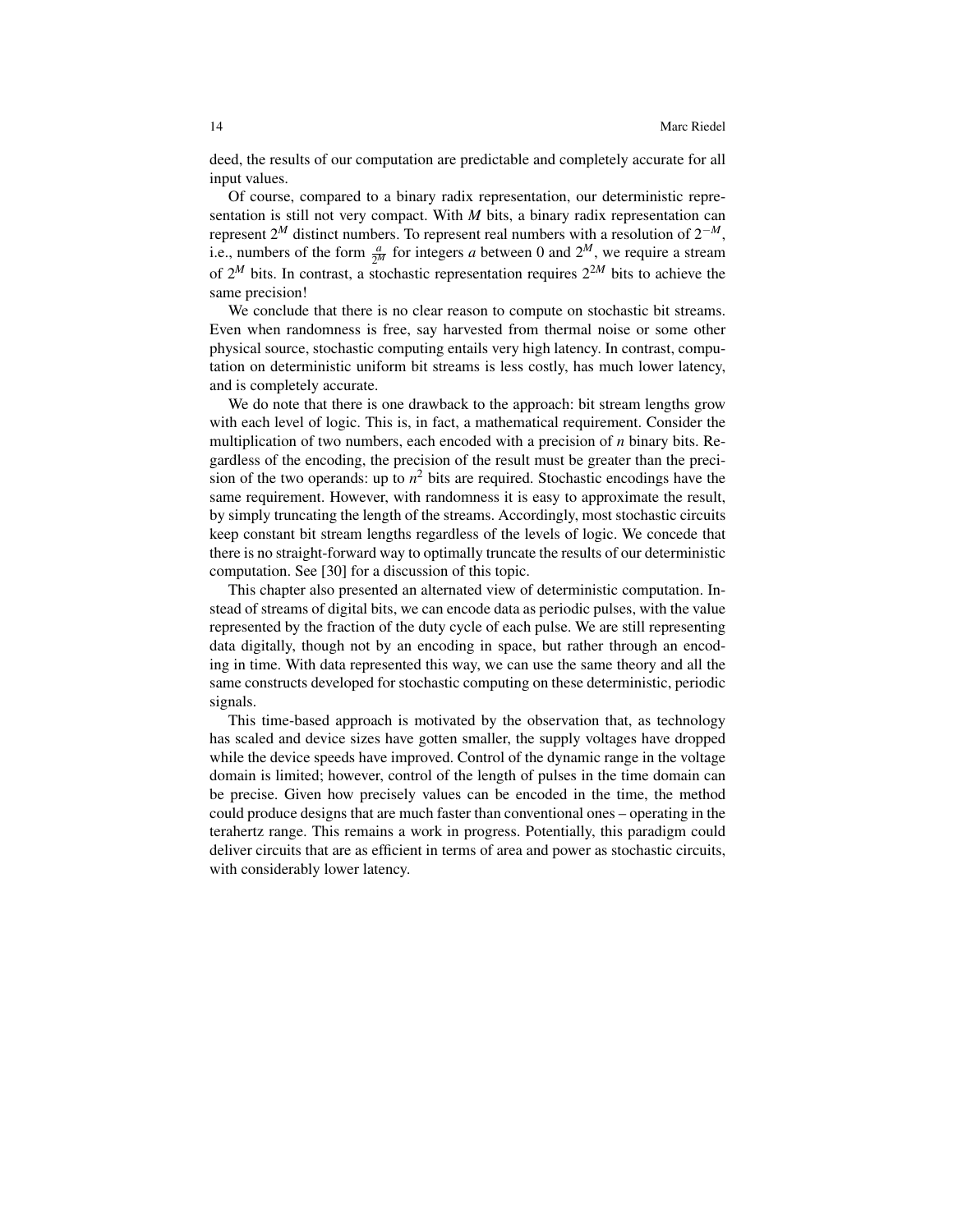deed, the results of our computation are predictable and completely accurate for all input values.

Of course, compared to a binary radix representation, our deterministic representation is still not very compact. With $M$ bits, a binary radix representation can represent $2^M$ distinct numbers. To represent real numbers with a resolution of $2^{-M}$, i.e., numbers of the form $\frac{a}{2^M}$ for integers $a$ between 0 and $2^M$, we require a stream of $2^M$ bits. In contrast, a stochastic representation requires $2^{2M}$ bits to achieve the same precision!

We conclude that there is no clear reason to compute on stochastic bit streams. Even when randomness is free, say harvested from thermal noise or some other physical source, stochastic computing entails very high latency. In contrast, computation on deterministic uniform bit streams is less costly, has much lower latency, and is completely accurate.

We do note that there is one drawback to the approach: bit stream lengths grow with each level of logic. This is, in fact, a mathematical requirement. Consider the multiplication of two numbers, each encoded with a precision of $n$ binary bits. Regardless of the encoding, the precision of the result must be greater than the precision of the two operands: up to $n^2$ bits are required. Stochastic encodings have the same requirement. However, with randomness it is easy to approximate the result, by simply truncating the length of the streams. Accordingly, most stochastic circuits keep constant bit stream lengths regardless of the levels of logic. We concede that there is no straight-forward way to optimally truncate the results of our deterministic computation. See [30] for a discussion of this topic.

This chapter also presented an alternated view of deterministic computation. Instead of streams of digital bits, we can encode data as periodic pulses, with the value represented by the fraction of the duty cycle of each pulse. We are still representing data digitally, though not by an encoding in space, but rather through an encoding in time. With data represented this way, we can use the same theory and all the same constructs developed for stochastic computing on these deterministic, periodic signals.

This time-based approach is motivated by the observation that, as technology has scaled and device sizes have gotten smaller, the supply voltages have dropped while the device speeds have improved. Control of the dynamic range in the voltage domain is limited; however, control of the length of pulses in the time domain can be precise. Given how precisely values can be encoded in the time, the method could produce designs that are much faster than conventional ones – operating in the terahertz range. This remains a work in progress. Potentially, this paradigm could deliver circuits that are as efficient in terms of area and power as stochastic circuits, with considerably lower latency.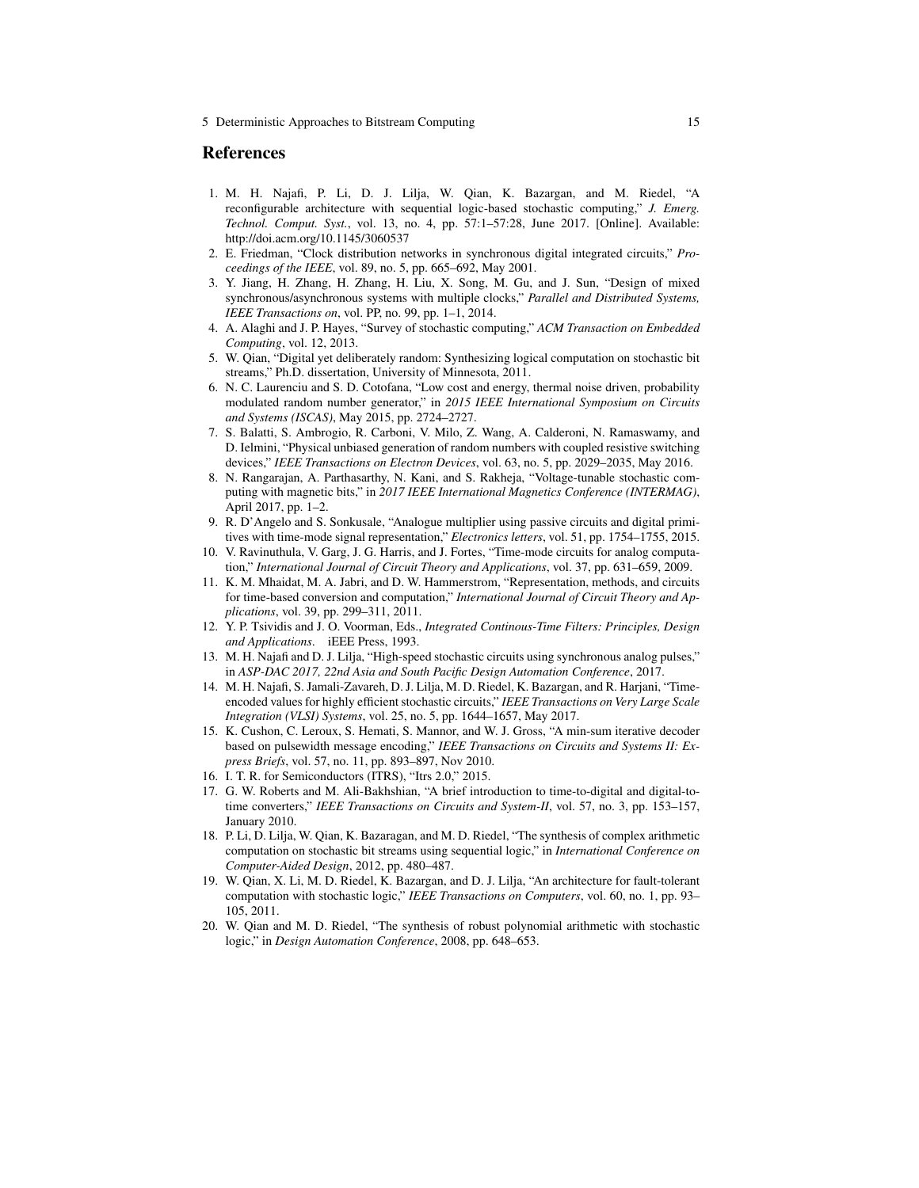## References

1. M. H. Najafi, P. Li, D. J. Lilja, W. Qian, K. Bazargan, and M. Riedel, "A reconfigurable architecture with sequential logic-based stochastic computing," *J. Emerg. Technol. Comput. Syst.*, vol. 13, no. 4, pp. 57:1–57:28, June 2017. [Online]. Available: http://doi.acm.org/10.1145/3060537
2. E. Friedman, "Clock distribution networks in synchronous digital integrated circuits," *Proceedings of the IEEE*, vol. 89, no. 5, pp. 665–692, May 2001.
3. Y. Jiang, H. Zhang, H. Zhang, H. Liu, X. Song, M. Gu, and J. Sun, "Design of mixed synchronous/asynchronous systems with multiple clocks," *Parallel and Distributed Systems, IEEE Transactions on*, vol. PP, no. 99, pp. 1–1, 2014.
4. A. Alaghi and J. P. Hayes, "Survey of stochastic computing," *ACM Transaction on Embedded Computing*, vol. 12, 2013.
5. W. Qian, "Digital yet deliberately random: Synthesizing logical computation on stochastic bit streams," Ph.D. dissertation, University of Minnesota, 2011.
6. N. C. Laurenciu and S. D. Cotofana, "Low cost and energy, thermal noise driven, probability modulated random number generator," in *2015 IEEE International Symposium on Circuits and Systems (ISCAS)*, May 2015, pp. 2724–2727.
7. S. Balatti, S. Ambrogio, R. Carboni, V. Milo, Z. Wang, A. Calderoni, N. Ramaswamy, and D. Ielmini, "Physical unbiased generation of random numbers with coupled resistive switching devices," *IEEE Transactions on Electron Devices*, vol. 63, no. 5, pp. 2029–2035, May 2016.
8. N. Rangarajan, A. Parthasarthy, N. Kani, and S. Rakheja, "Voltage-tunable stochastic computing with magnetic bits," in *2017 IEEE International Magnetics Conference (INTERMAG)*, April 2017, pp. 1–2.
9. R. D'Angelo and S. Sonkusale, "Analogue multiplier using passive circuits and digital primitives with time-mode signal representation," *Electronics letters*, vol. 51, pp. 1754–1755, 2015.
10. V. Ravinuthula, V. Garg, J. G. Harris, and J. Fortes, "Time-mode circuits for analog computation," *International Journal of Circuit Theory and Applications*, vol. 37, pp. 631–659, 2009.
11. K. M. Mhaidat, M. A. Jabri, and D. W. Hammerstrom, "Representation, methods, and circuits for time-based conversion and computation," *International Journal of Circuit Theory and Applications*, vol. 39, pp. 299–311, 2011.
12. Y. P. Tsividis and J. O. Voorman, Eds., *Integrated Continous-Time Filters: Principles, Design and Applications*. iEEE Press, 1993.
13. M. H. Najafi and D. J. Lilja, "High-speed stochastic circuits using synchronous analog pulses," in *ASP-DAC 2017, 22nd Asia and South Pacific Design Automation Conference*, 2017.
14. M. H. Najafi, S. Jamali-Zavareh, D. J. Lilja, M. D. Riedel, K. Bazargan, and R. Harjani, "Time-encoded values for highly efficient stochastic circuits," *IEEE Transactions on Very Large Scale Integration (VLSI) Systems*, vol. 25, no. 5, pp. 1644–1657, May 2017.
15. K. Cushon, C. Leroux, S. Hemati, S. Mannor, and W. J. Gross, "A min-sum iterative decoder based on pulsewidth message encoding," *IEEE Transactions on Circuits and Systems II: Express Briefs*, vol. 57, no. 11, pp. 893–897, Nov 2010.
16. I. T. R. for Semiconductors (ITRS), "Itrs 2.0," 2015.
17. G. W. Roberts and M. Ali-Bakhshian, "A brief introduction to time-to-digital and digital-to-time converters," *IEEE Transactions on Circuits and System-II*, vol. 57, no. 3, pp. 153–157, January 2010.
18. P. Li, D. Lilja, W. Qian, K. Bazaragan, and M. D. Riedel, "The synthesis of complex arithmetic computation on stochastic bit streams using sequential logic," in *International Conference on Computer-Aided Design*, 2012, pp. 480–487.
19. W. Qian, X. Li, M. D. Riedel, K. Bazargan, and D. J. Lilja, "An architecture for fault-tolerant computation with stochastic logic," *IEEE Transactions on Computers*, vol. 60, no. 1, pp. 93–105, 2011.
20. W. Qian and M. D. Riedel, "The synthesis of robust polynomial arithmetic with stochastic logic," in *Design Automation Conference*, 2008, pp. 648–653.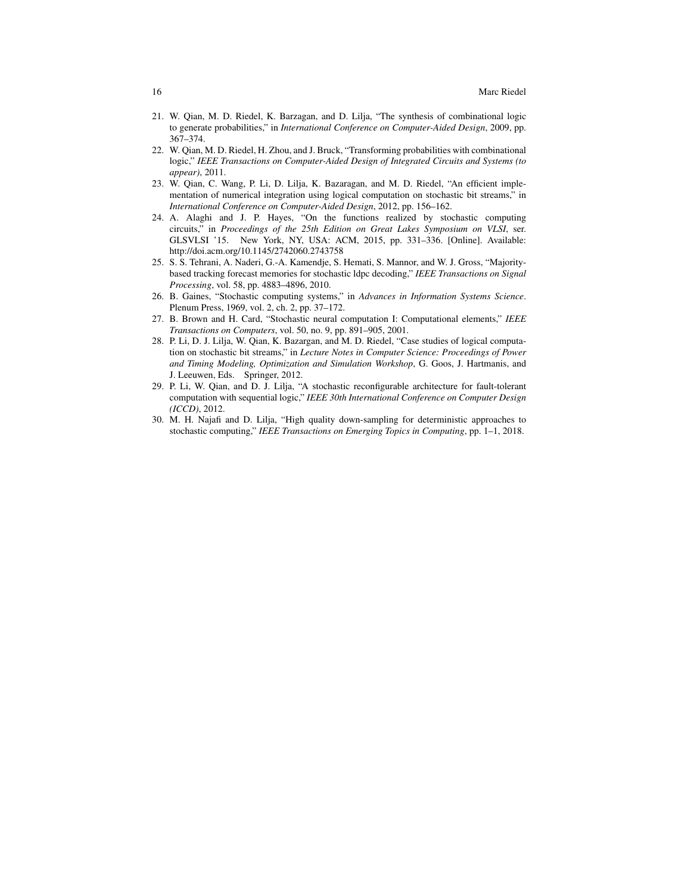21. W. Qian, M. D. Riedel, K. Barzagan, and D. Lilja, "The synthesis of combinational logic to generate probabilities," in *International Conference on Computer-Aided Design*, 2009, pp. 367–374.
22. W. Qian, M. D. Riedel, H. Zhou, and J. Bruck, "Transforming probabilities with combinational logic," *IEEE Transactions on Computer-Aided Design of Integrated Circuits and Systems (to appear)*, 2011.
23. W. Qian, C. Wang, P. Li, D. Lilja, K. Bazaragan, and M. D. Riedel, "An efficient implementation of numerical integration using logical computation on stochastic bit streams," in *International Conference on Computer-Aided Design*, 2012, pp. 156–162.
24. A. Alaghi and J. P. Hayes, "On the functions realized by stochastic computing circuits," in *Proceedings of the 25th Edition on Great Lakes Symposium on VLSI*, ser. GLSVLSI '15. New York, NY, USA: ACM, 2015, pp. 331–336. [Online]. Available: http://doi.acm.org/10.1145/2742060.2743758
25. S. S. Tehrani, A. Naderi, G.-A. Kamendje, S. Hemati, S. Mannor, and W. J. Gross, "Majority-based tracking forecast memories for stochastic ldpc decoding," *IEEE Transactions on Signal Processing*, vol. 58, pp. 4883–4896, 2010.
26. B. Gaines, "Stochastic computing systems," in *Advances in Information Systems Science*. Plenum Press, 1969, vol. 2, ch. 2, pp. 37–172.
27. B. Brown and H. Card, "Stochastic neural computation I: Computational elements," *IEEE Transactions on Computers*, vol. 50, no. 9, pp. 891–905, 2001.
28. P. Li, D. J. Lilja, W. Qian, K. Bazargan, and M. D. Riedel, "Case studies of logical computation on stochastic bit streams," in *Lecture Notes in Computer Science: Proceedings of Power and Timing Modeling, Optimization and Simulation Workshop*, G. Goos, J. Hartmanis, and J. Leeuwen, Eds. Springer, 2012.
29. P. Li, W. Qian, and D. J. Lilja, "A stochastic reconfigurable architecture for fault-tolerant computation with sequential logic," *IEEE 30th International Conference on Computer Design (ICCD)*, 2012.
30. M. H. Najafi and D. Lilja, "High quality down-sampling for deterministic approaches to stochastic computing," *IEEE Transactions on Emerging Topics in Computing*, pp. 1–1, 2018.